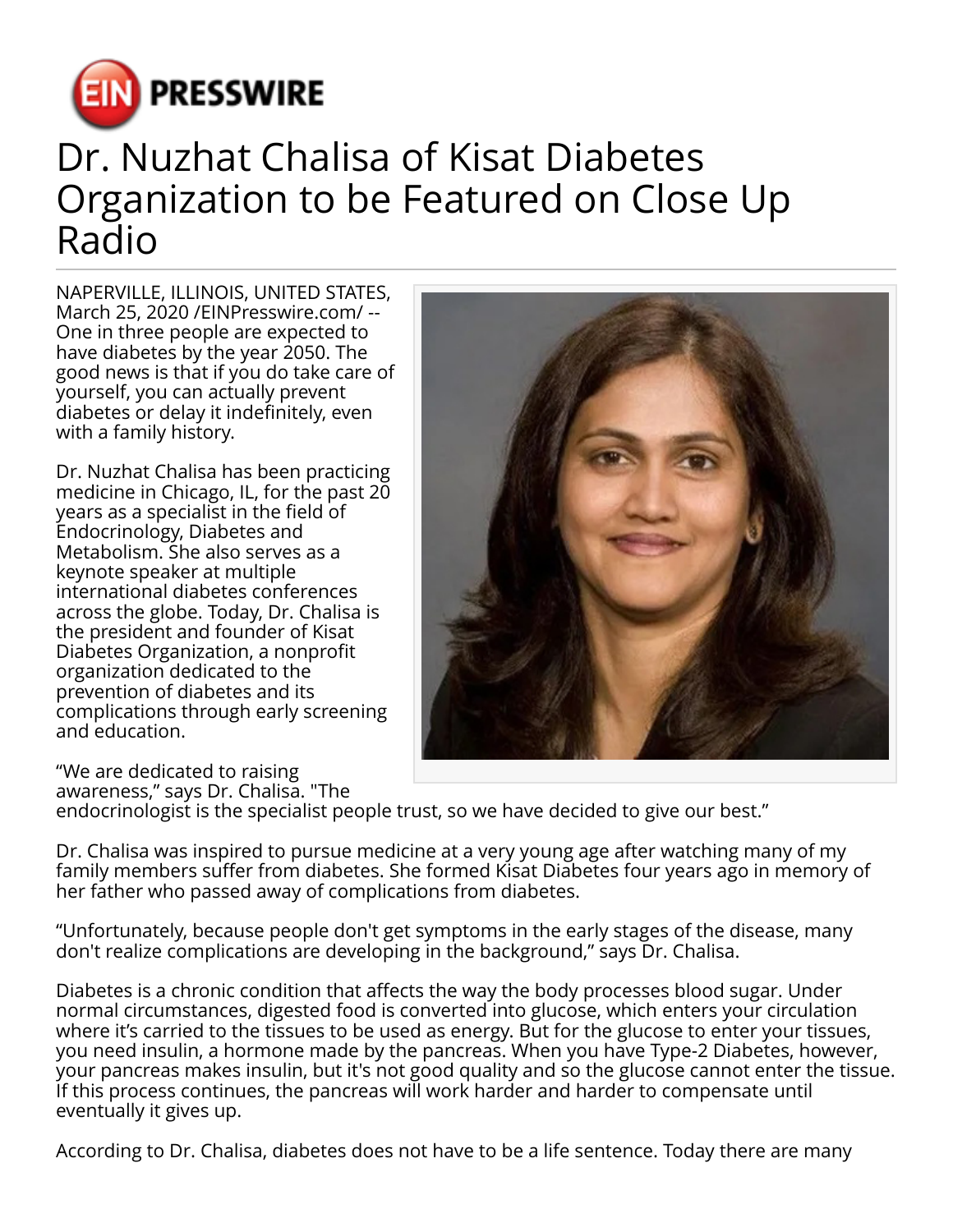# Dr. Nuzhat Chalisa of Kisat Diabetes Organization to be Featured on Close Up Radio

NAPERVILLE, ILLINOIS, UNITED STATES, March 25, 2020 /EINPresswire.com/ -- One in three people are expected to have diabetes by the year 2050. The good news is that if you do take care of yourself, you can actually prevent diabetes or delay it indefinitely, even with a family history.

Dr. Nuzhat Chalisa has been practicing medicine in Chicago, IL, for the past 20 years as a specialist in the field of Endocrinology, Diabetes and Metabolism. She also serves as a keynote speaker at multiple international diabetes conferences across the globe. Today, Dr. Chalisa is the president and founder of Kisat Diabetes Organization, a nonprofit organization dedicated to the prevention of diabetes and its complications through early screening and education.

“We are dedicated to raising awareness,” says Dr. Chalisa. "The endocrinologist is the specialist people trust, so we have decided to give our best.”

Dr. Chalisa was inspired to pursue medicine at a very young age after watching many of my family members suffer from diabetes. She formed Kisat Diabetes four years ago in memory of her father who passed away of complications from diabetes.

“Unfortunately, because people don't get symptoms in the early stages of the disease, many don't realize complications are developing in the background,” says Dr. Chalisa.

Diabetes is a chronic condition that affects the way the body processes blood sugar. Under normal circumstances, digested food is converted into glucose, which enters your circulation where it’s carried to the tissues to be used as energy. But for the glucose to enter your tissues, you need insulin, a hormone made by the pancreas. When you have Type-2 Diabetes, however, your pancreas makes insulin, but it's not good quality and so the glucose cannot enter the tissue. If this process continues, the pancreas will work harder and harder to compensate until eventually it gives up.

According to Dr. Chalisa, diabetes does not have to be a life sentence. Today there are many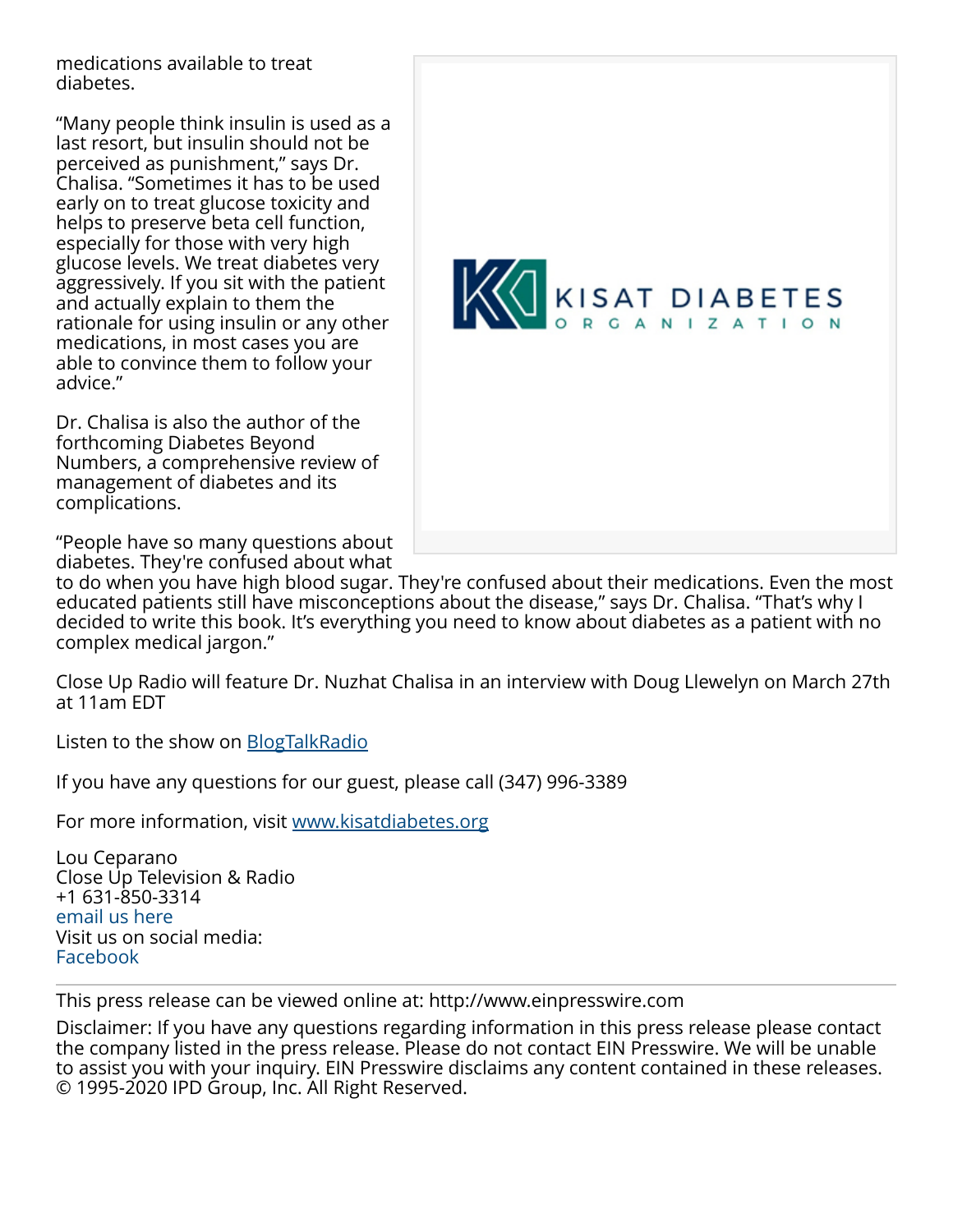medications available to treat diabetes.

“Many people think insulin is used as a last resort, but insulin should not be perceived as punishment,” says Dr. Chalisa. “Sometimes it has to be used early on to treat glucose toxicity and helps to preserve beta cell function, especially for those with very high glucose levels. We treat diabetes very aggressively. If you sit with the patient and actually explain to them the rationale for using insulin or any other medications, in most cases you are able to convince them to follow your advice.”

Dr. Chalisa is also the author of the forthcoming Diabetes Beyond Numbers, a comprehensive review of management of diabetes and its complications.

“People have so many questions about diabetes. They're confused about what to do when you have high blood sugar. They're confused about their medications. Even the most educated patients still have misconceptions about the disease,” says Dr. Chalisa. “That’s why I decided to write this book. It’s everything you need to know about diabetes as a patient with no complex medical jargon.”

Close Up Radio will feature Dr. Nuzhat Chalisa in an interview with Doug Llewelyn on March 27th at 11am EDT

Listen to the show on [BlogTalkRadio]

If you have any questions for our guest, please call (347) 996-3389

For more information, visit [www.kisatdiabetes.org]

Lou Ceparano
Close Up Television & Radio
+1 631-850-3314
email us here
Visit us on social media:
Facebook

---

This press release can be viewed online at: http://www.einpresswire.com

Disclaimer: If you have any questions regarding information in this press release please contact the company listed in the press release. Please do not contact EIN Presswire. We will be unable to assist you with your inquiry. EIN Presswire disclaims any content contained in these releases. © 1995-2020 IPD Group, Inc. All Right Reserved.